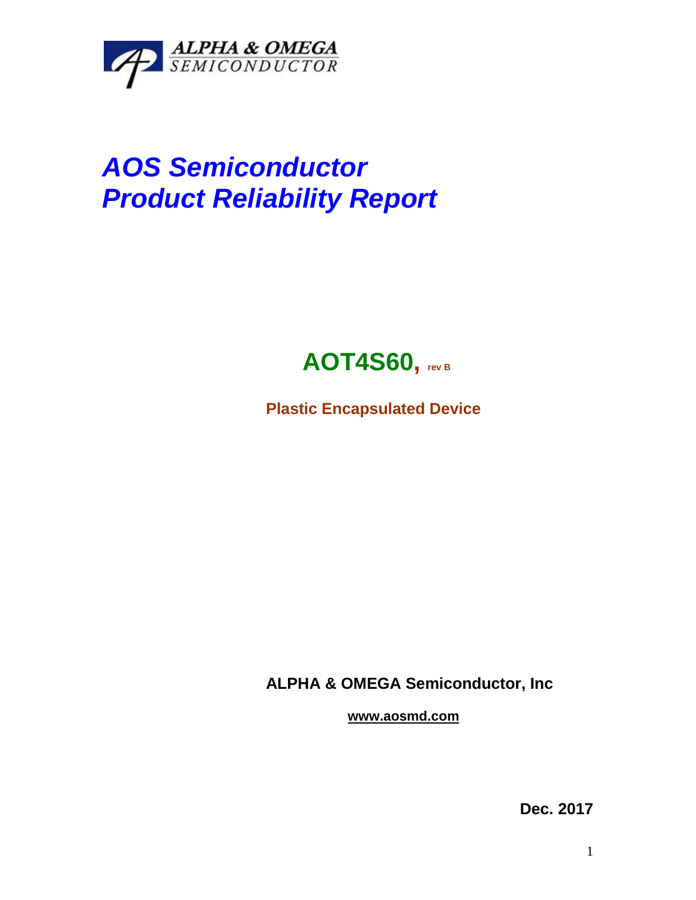ALPHA & OMEGA
SEMICONDUCTOR

# *AOS Semiconductor*
# *Product Reliability Report*

## AOT4S60, rev B

**Plastic Encapsulated Device**

**ALPHA & OMEGA Semiconductor, Inc**

**www.aosmd.com**

**Dec. 2017**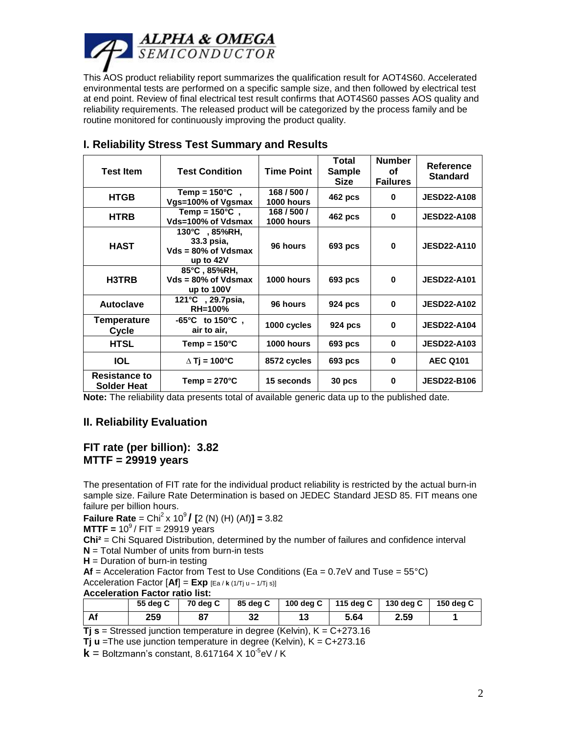ALPHA & OMEGA SEMICONDUCTOR

This AOS product reliability report summarizes the qualification result for AOT4S60. Accelerated environmental tests are performed on a specific sample size, and then followed by electrical test at end point. Review of final electrical test result confirms that AOT4S60 passes AOS quality and reliability requirements. The released product will be categorized by the process family and be routine monitored for continuously improving the product quality.

## I. Reliability Stress Test Summary and Results

| Test Item | Test Condition | Time Point | Total Sample Size | Number of Failures | Reference Standard |
|---|---|---|---|---|---|
| HTGB | Temp = 150°C , Vgs=100% of Vgsmax | 168 / 500 / 1000 hours | 462 pcs | 0 | JESD22-A108 |
| HTRB | Temp = 150°C , Vds=100% of Vdsmax | 168 / 500 / 1000 hours | 462 pcs | 0 | JESD22-A108 |
| HAST | 130°C , 85%RH, 33.3 psia, Vds = 80% of Vdsmax up to 42V | 96 hours | 693 pcs | 0 | JESD22-A110 |
| H3TRB | 85°C , 85%RH, Vds = 80% of Vdsmax up to 100V | 1000 hours | 693 pcs | 0 | JESD22-A101 |
| Autoclave | 121°C , 29.7psia, RH=100% | 96 hours | 924 pcs | 0 | JESD22-A102 |
| Temperature Cycle | -65°C to 150°C , air to air, | 1000 cycles | 924 pcs | 0 | JESD22-A104 |
| HTSL | Temp = 150°C | 1000 hours | 693 pcs | 0 | JESD22-A103 |
| IOL | $\Delta$ Tj = 100°C | 8572 cycles | 693 pcs | 0 | AEC Q101 |
| Resistance to Solder Heat | Temp = 270°C | 15 seconds | 30 pcs | 0 | JESD22-B106 |

**Note:** The reliability data presents total of available generic data up to the published date.

## II. Reliability Evaluation

### FIT rate (per billion): 3.82
### MTTF = 29919 years

The presentation of FIT rate for the individual product reliability is restricted by the actual burn-in sample size. Failure Rate Determination is based on JEDEC Standard JESD 85. FIT means one failure per billion hours.

**Failure Rate** = $Chi^2 \times 10^9$ **/ [**2 (N) (H) (Af)**] =** 3.82

**MTTF =** $10^9$ / FIT = 29919 years

**Chi²** = Chi Squared Distribution, determined by the number of failures and confidence interval

**N** = Total Number of units from burn-in tests

**H** = Duration of burn-in testing

**Af** = Acceleration Factor from Test to Use Conditions (Ea = 0.7eV and Tuse = 55°C)

Acceleration Factor [**Af**] = **Exp** [Ea / **k** (1/Tj u – 1/Tj s)]

**Acceleration Factor ratio list:**

| | 55 deg C | 70 deg C | 85 deg C | 100 deg C | 115 deg C | 130 deg C | 150 deg C |
|---|---|---|---|---|---|---|---|
| Af | 259 | 87 | 32 | 13 | 5.64 | 2.59 | 1 |

**Tj s** = Stressed junction temperature in degree (Kelvin), K = C+273.16

**Tj u** =The use junction temperature in degree (Kelvin), K = C+273.16

**k** = Boltzmann's constant, $8.617164 \times 10^{-5}$ eV / K